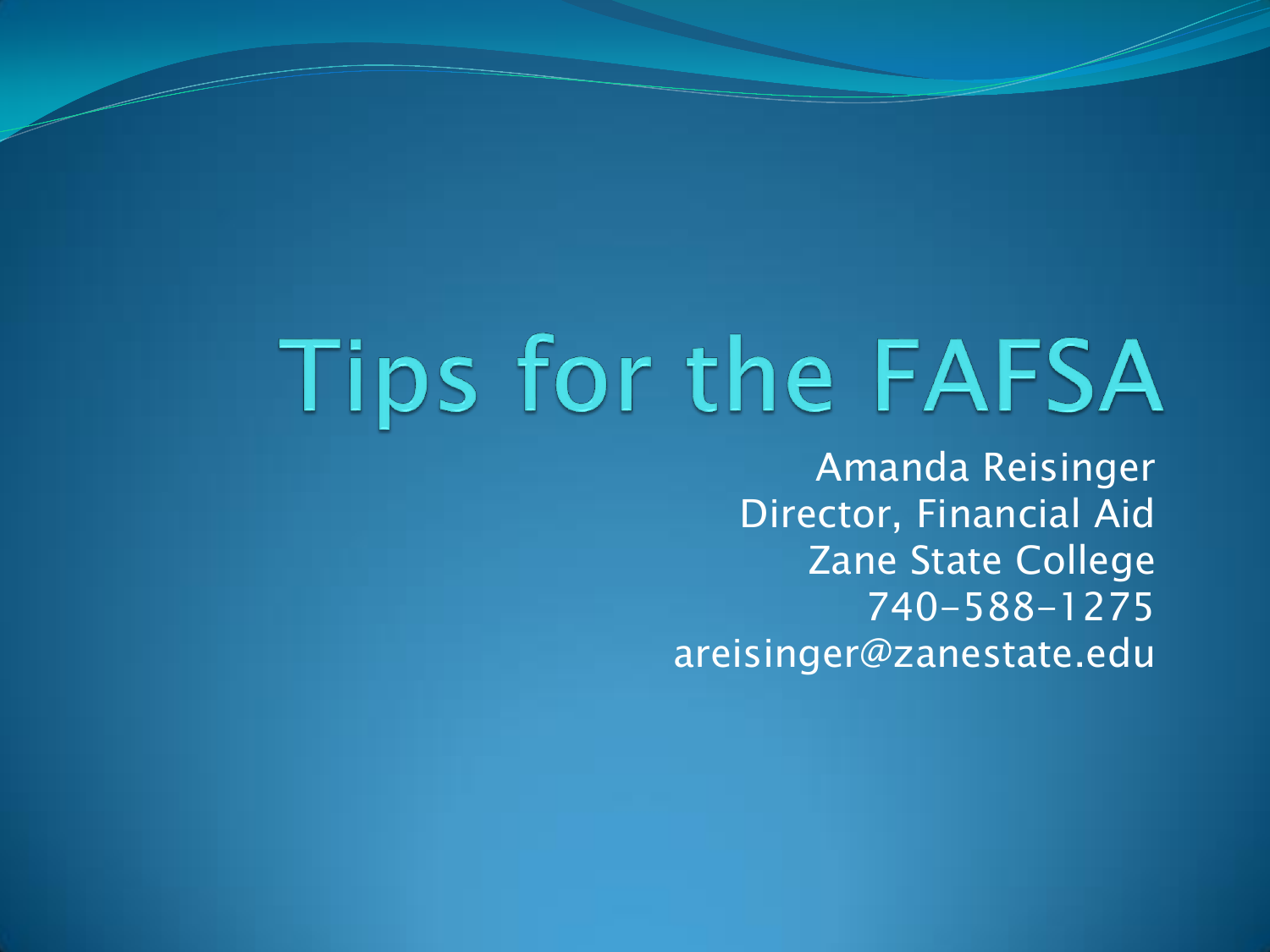# Tips for the FAFSA

Amanda Reisinger
Director, Financial Aid
Zane State College
740-588-1275
areisinger@zanestate.edu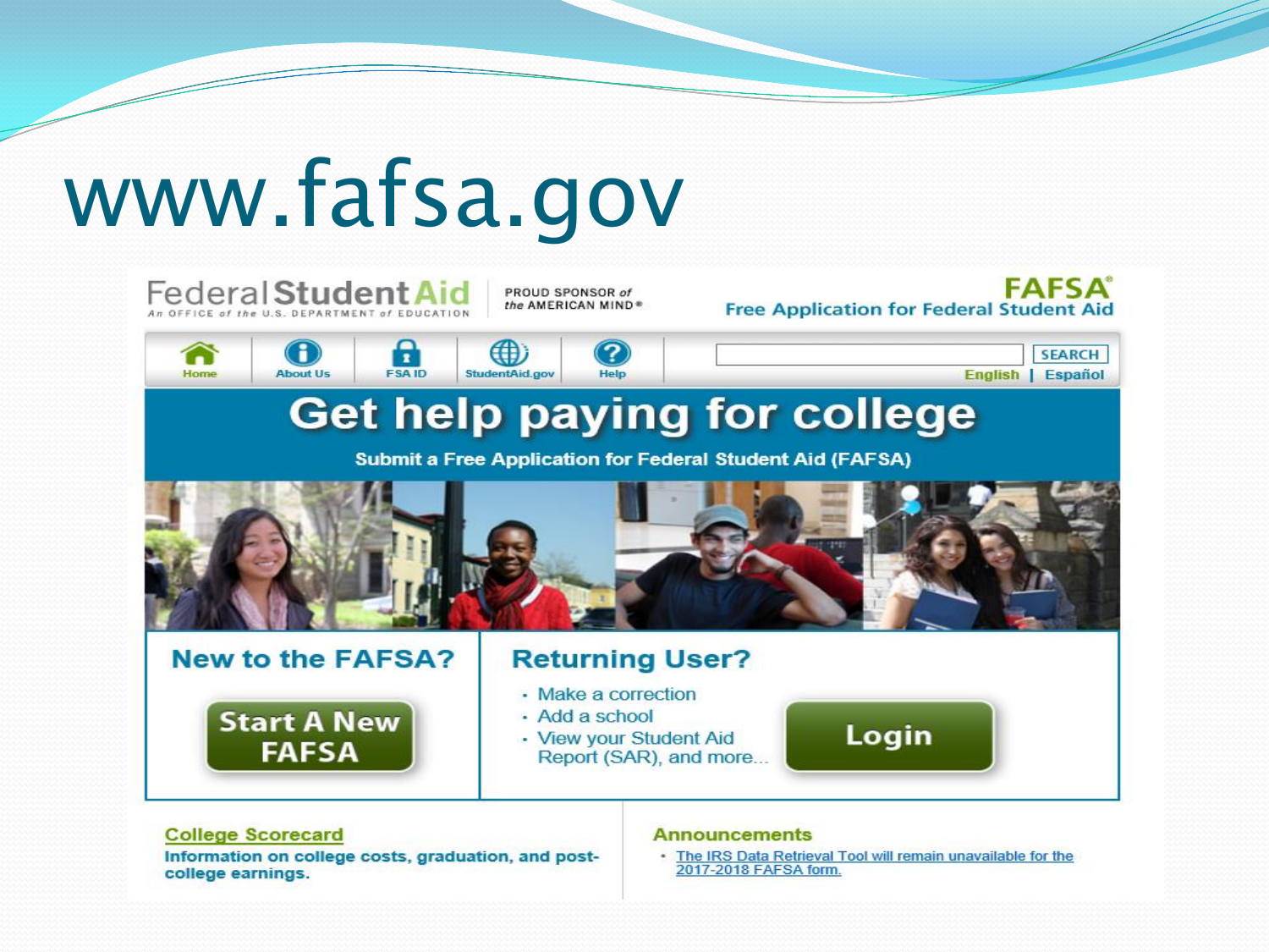# www.fafsa.gov

Federal Student Aid
An OFFICE of the U.S. DEPARTMENT of EDUCATION

PROUD SPONSOR of the AMERICAN MIND®

FAFSA®
Free Application for Federal Student Aid

Home | About Us | FSA ID | StudentAid.gov | Help

SEARCH

English | Español

## Get help paying for college

Submit a Free Application for Federal Student Aid (FAFSA)

### New to the FAFSA?

Start A New FAFSA

### Returning User?

- Make a correction
- Add a school
- View your Student Aid Report (SAR), and more...

Login

**College Scorecard**

Information on college costs, graduation, and post-college earnings.

**Announcements**

- The IRS Data Retrieval Tool will remain unavailable for the 2017-2018 FAFSA form.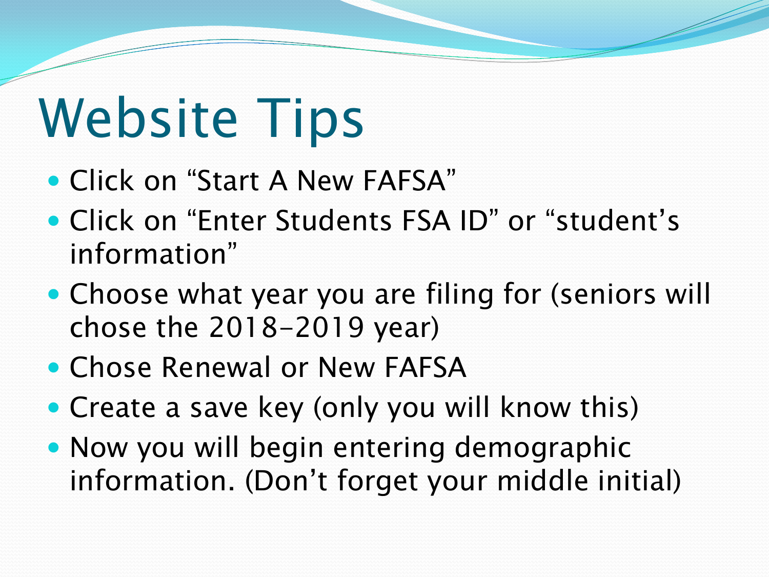# Website Tips

- Click on “Start A New FAFSA”
- Click on “Enter Students FSA ID” or “student’s information”
- Choose what year you are filing for (seniors will chose the 2018-2019 year)
- Chose Renewal or New FAFSA
- Create a save key (only you will know this)
- Now you will begin entering demographic information. (Don’t forget your middle initial)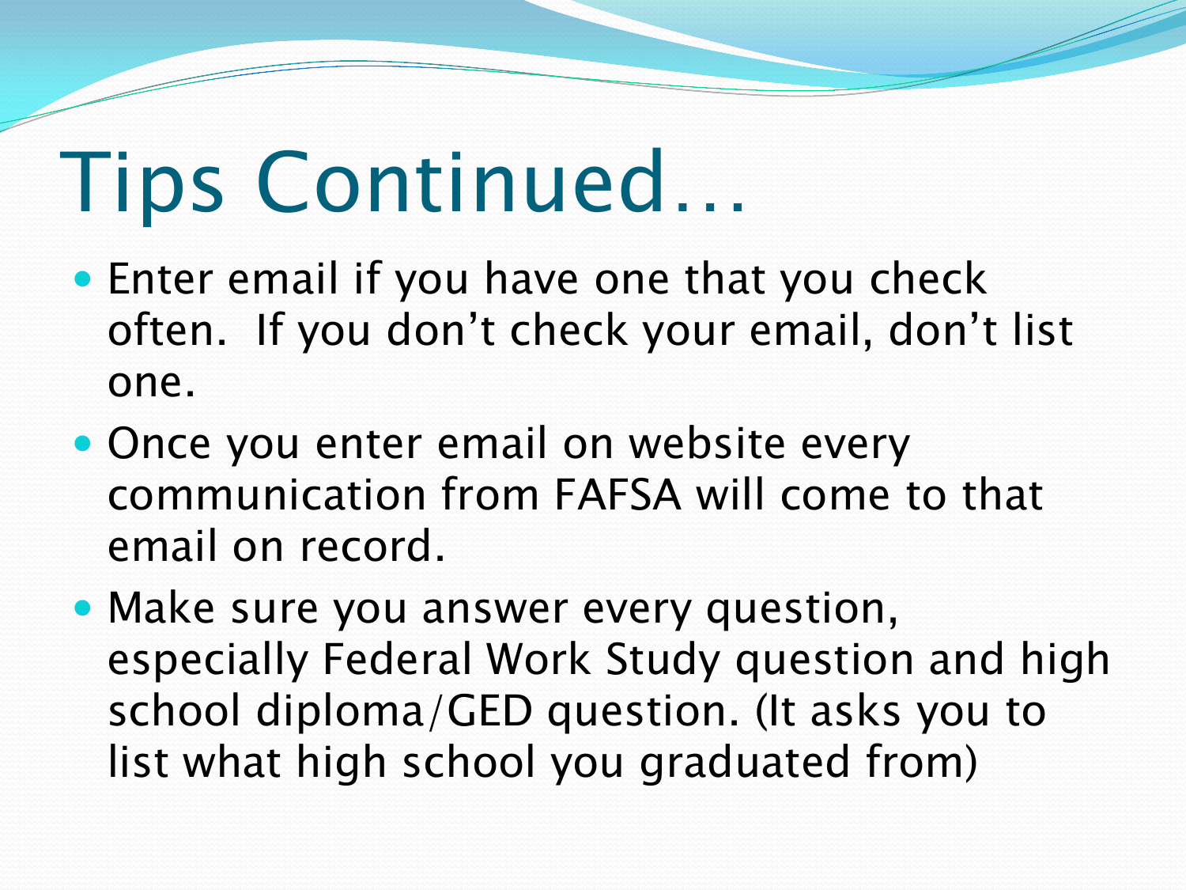# Tips Continued…

- Enter email if you have one that you check often.  If you don't check your email, don't list one.
- Once you enter email on website every communication from FAFSA will come to that email on record.
- Make sure you answer every question, especially Federal Work Study question and high school diploma/GED question. (It asks you to list what high school you graduated from)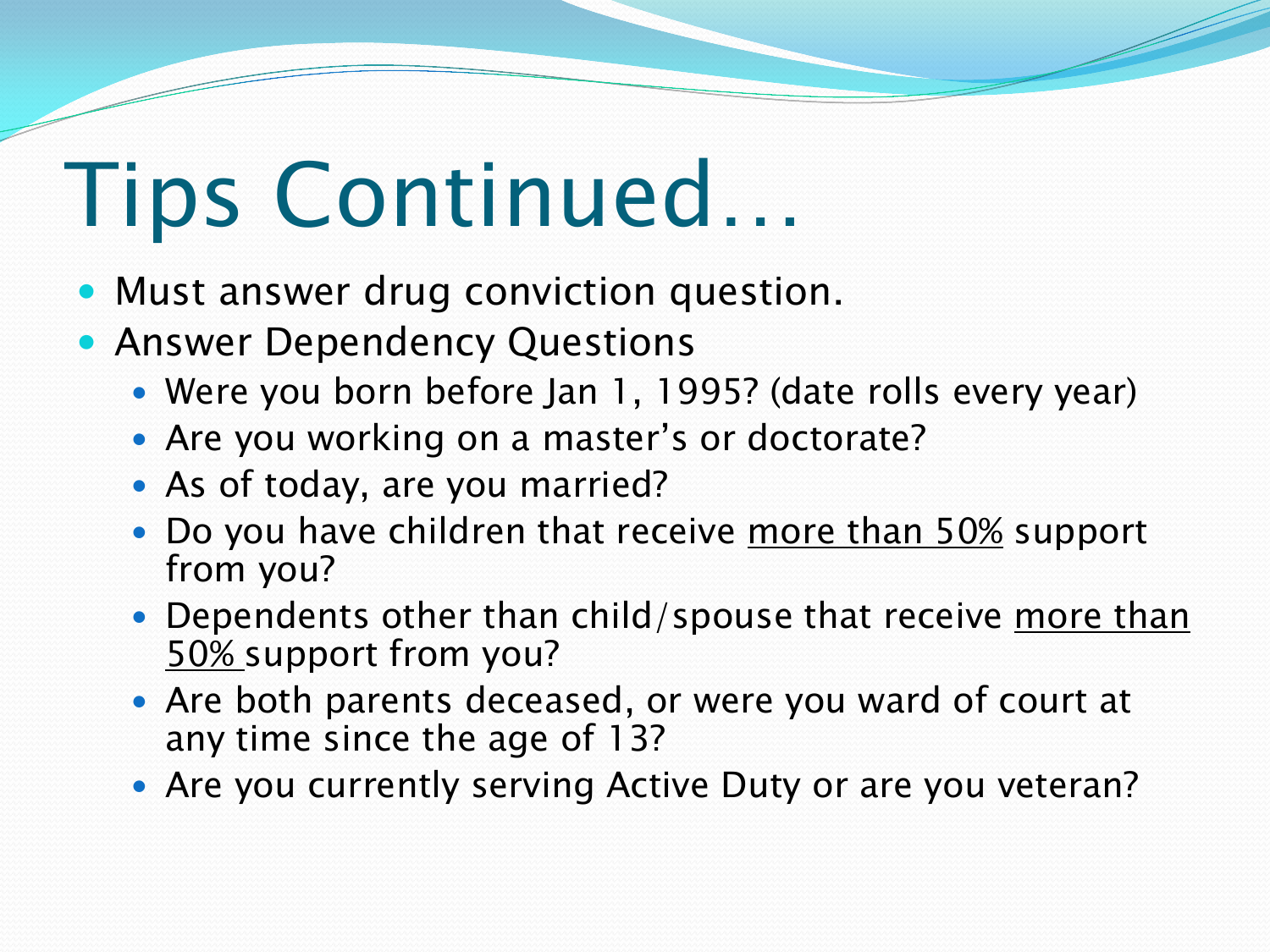# Tips Continued…

- Must answer drug conviction question.
- Answer Dependency Questions
  - Were you born before Jan 1, 1995? (date rolls every year)
  - Are you working on a master's or doctorate?
  - As of today, are you married?
  - Do you have children that receive more than 50% support from you?
  - Dependents other than child/spouse that receive more than 50% support from you?
  - Are both parents deceased, or were you ward of court at any time since the age of 13?
  - Are you currently serving Active Duty or are you veteran?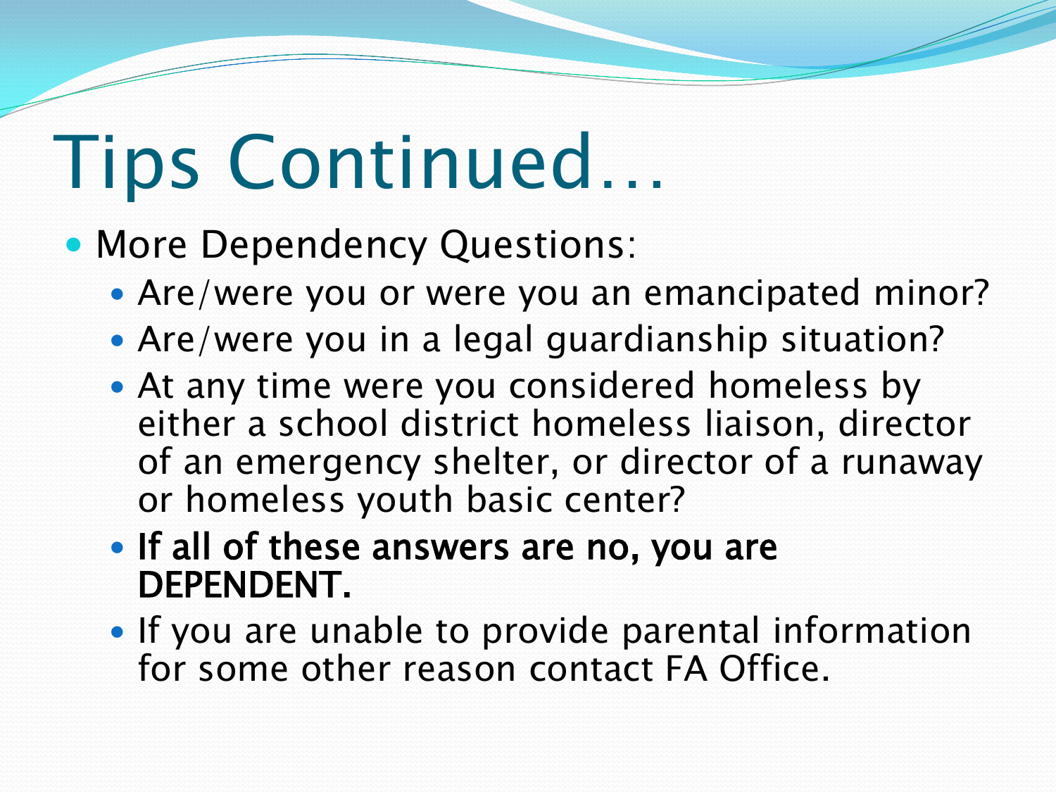# Tips Continued…

- More Dependency Questions:
  - Are/were you or were you an emancipated minor?
  - Are/were you in a legal guardianship situation?
  - At any time were you considered homeless by either a school district homeless liaison, director of an emergency shelter, or director of a runaway or homeless youth basic center?
  - **If all of these answers are no, you are DEPENDENT.**
  - If you are unable to provide parental information for some other reason contact FA Office.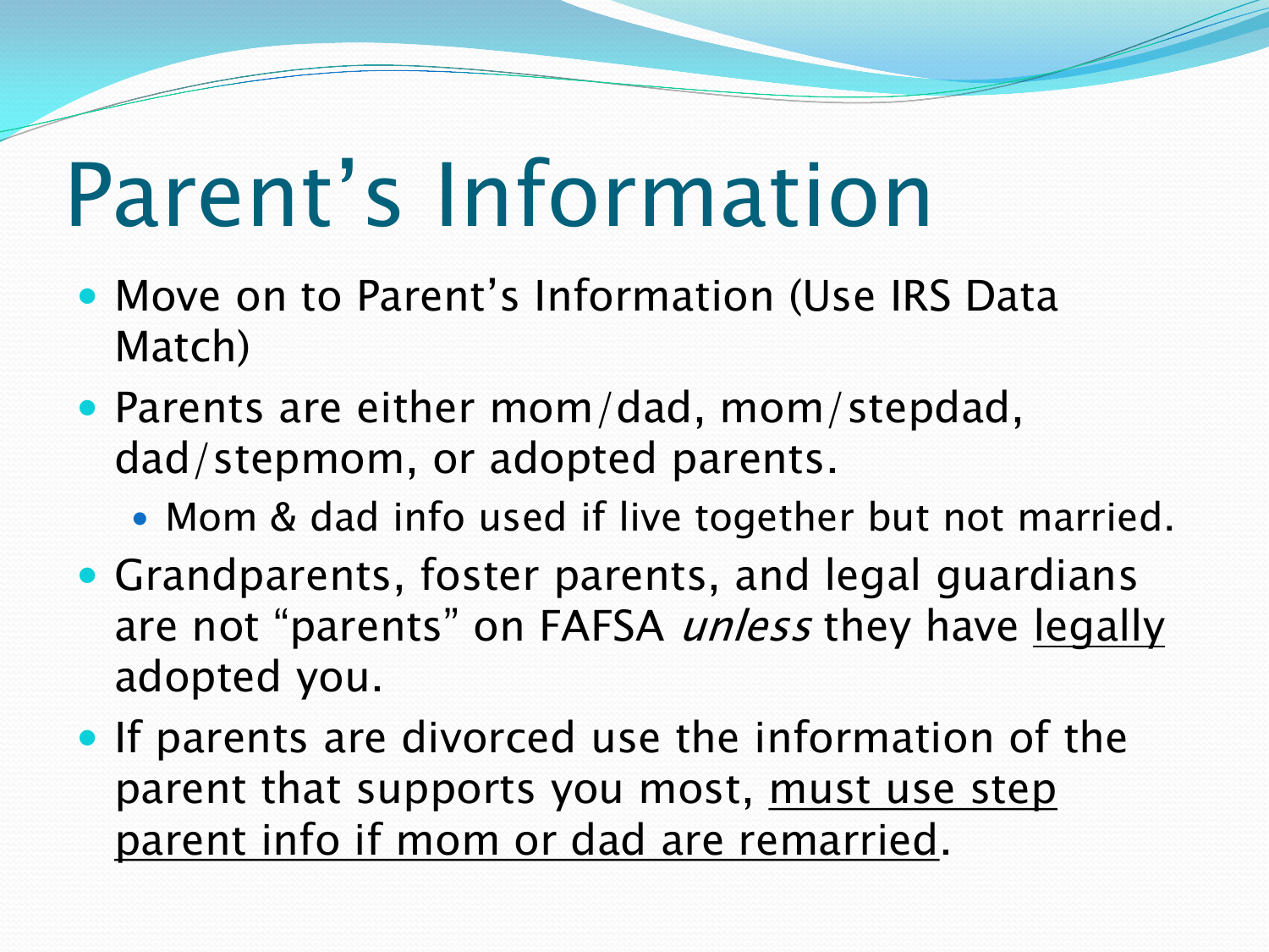# Parent's Information

- Move on to Parent's Information (Use IRS Data Match)
- Parents are either mom/dad, mom/stepdad, dad/stepmom, or adopted parents.
  - Mom & dad info used if live together but not married.
- Grandparents, foster parents, and legal guardians are not "parents" on FAFSA *unless* they have <u>legally</u> adopted you.
- If parents are divorced use the information of the parent that supports you most, <u>must use step parent info if mom or dad are remarried</u>.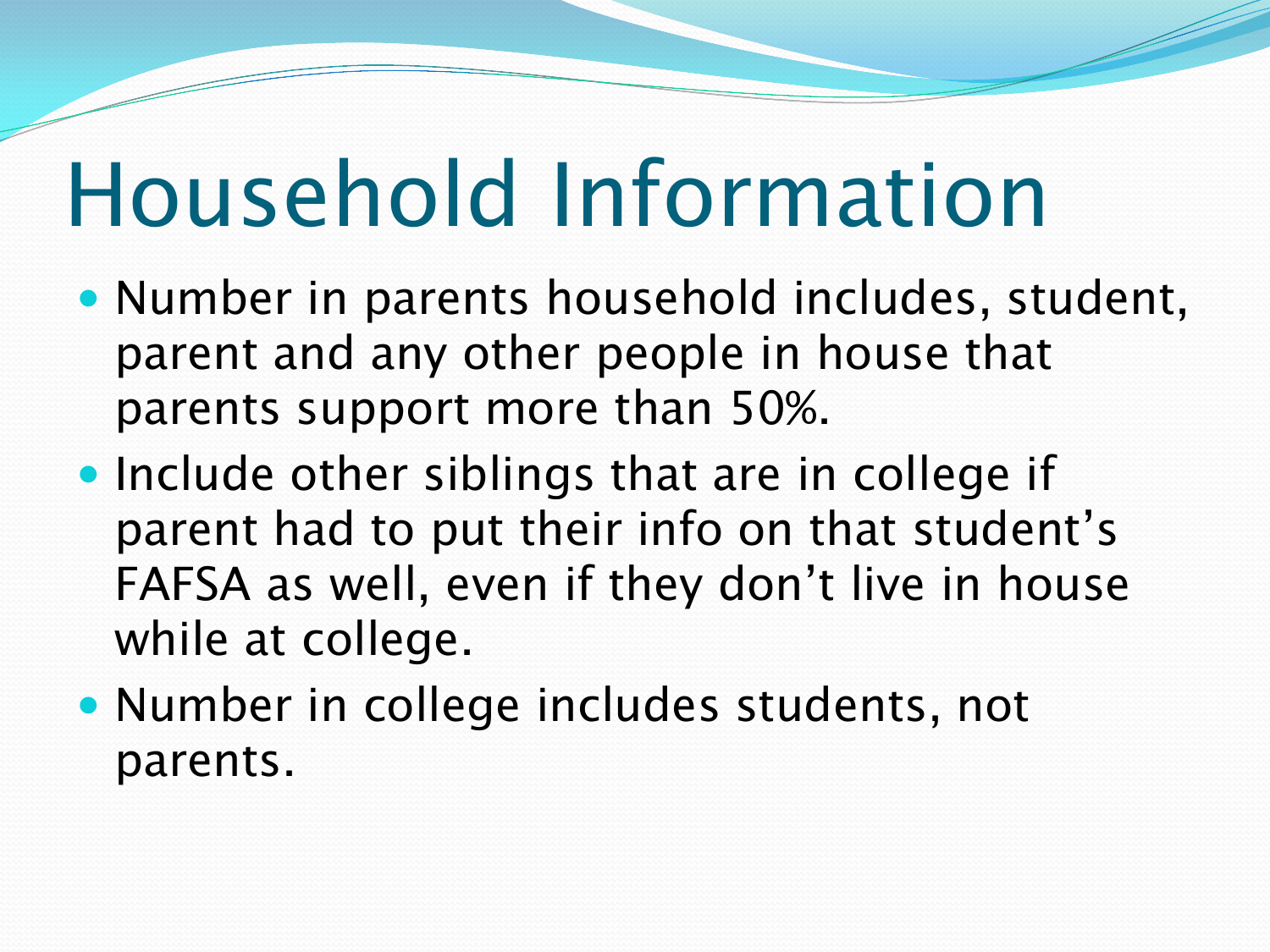# Household Information

- Number in parents household includes, student, parent and any other people in house that parents support more than 50%.
- Include other siblings that are in college if parent had to put their info on that student's FAFSA as well, even if they don't live in house while at college.
- Number in college includes students, not parents.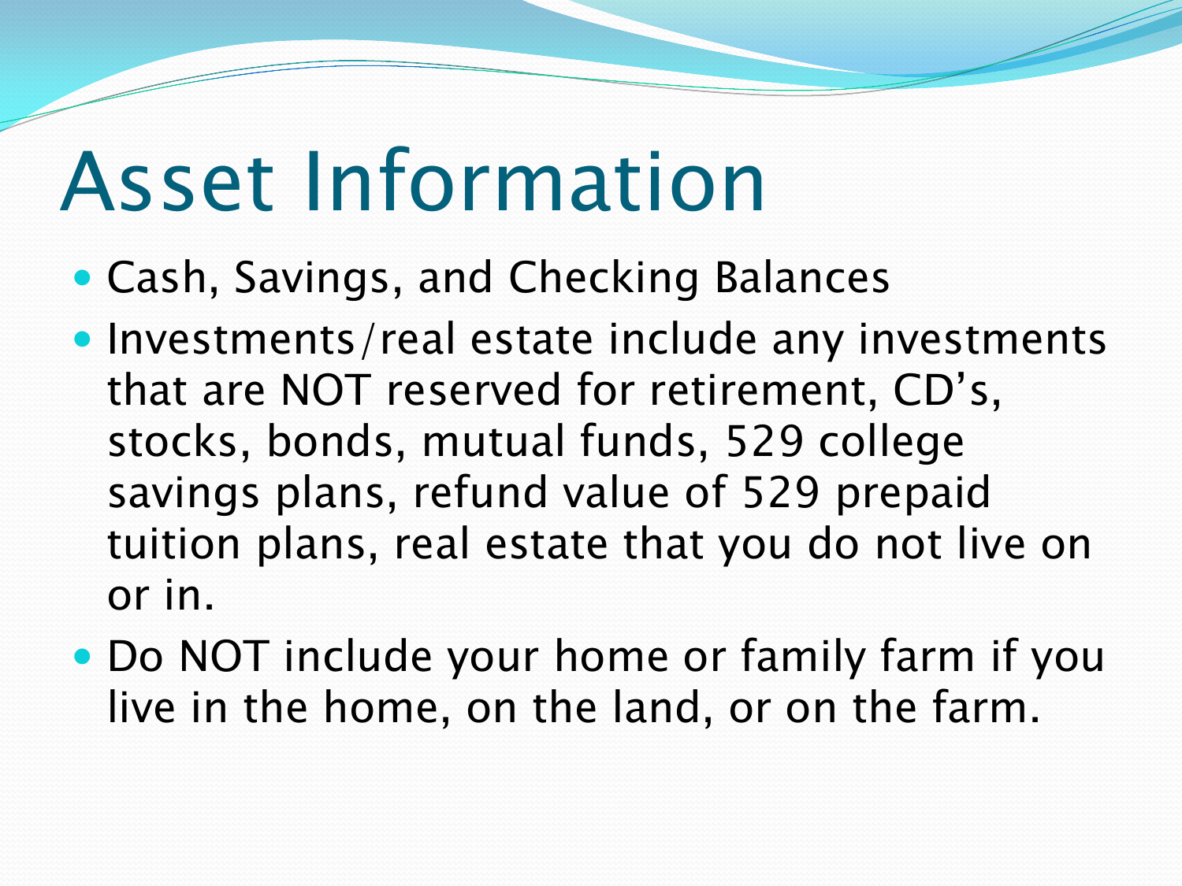# Asset Information

- Cash, Savings, and Checking Balances
- Investments/real estate include any investments that are NOT reserved for retirement, CD's, stocks, bonds, mutual funds, 529 college savings plans, refund value of 529 prepaid tuition plans, real estate that you do not live on or in.
- Do NOT include your home or family farm if you live in the home, on the land, or on the farm.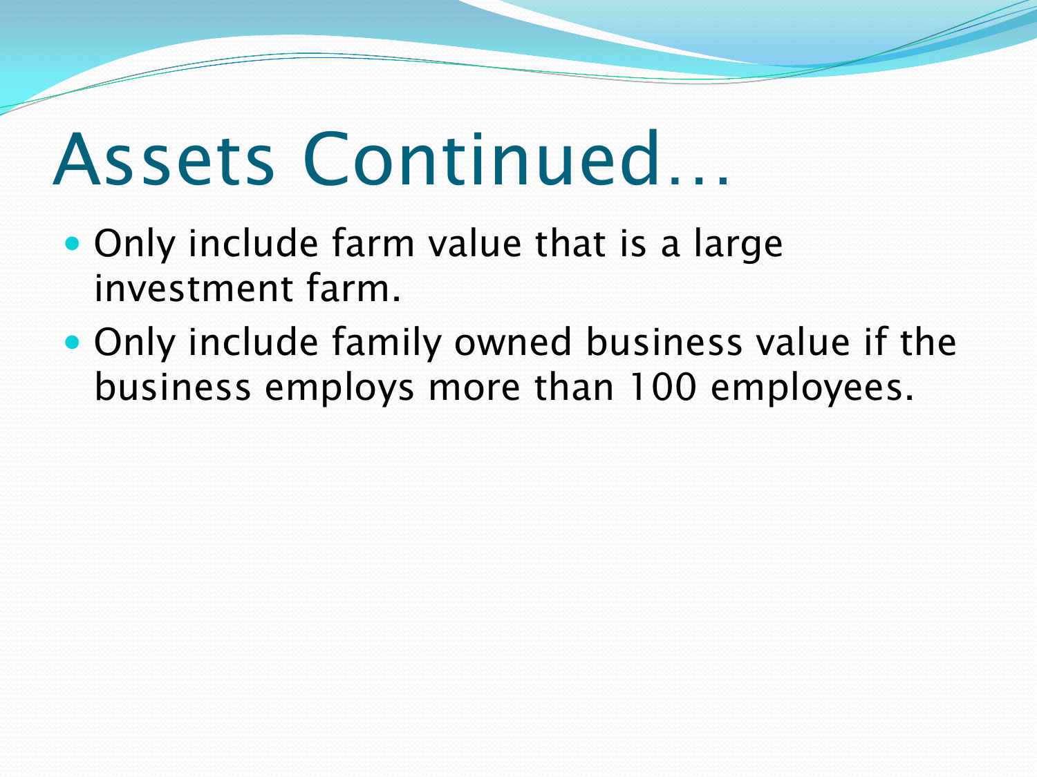# Assets Continued…

- Only include farm value that is a large investment farm.
- Only include family owned business value if the business employs more than 100 employees.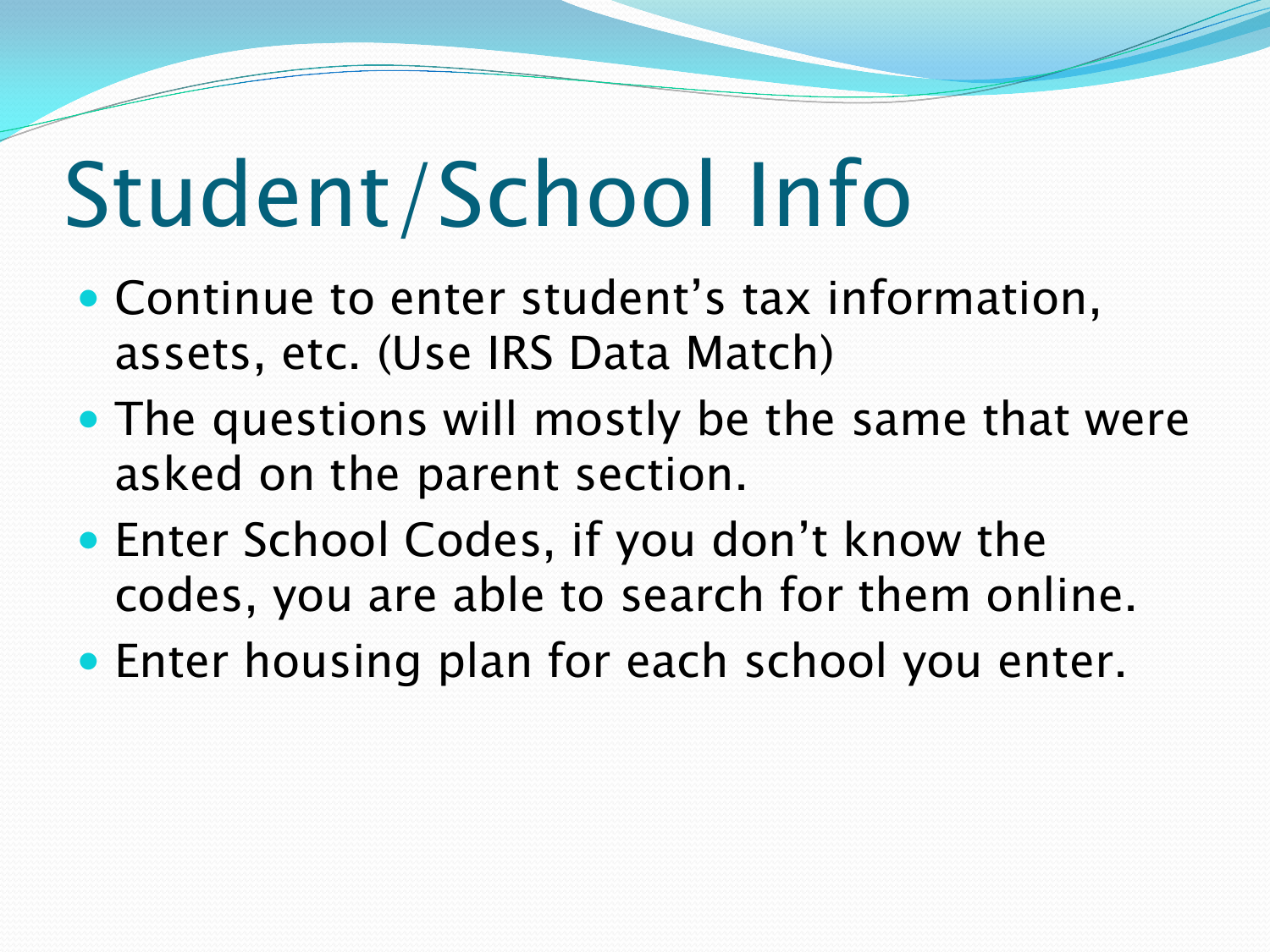# Student/School Info

- Continue to enter student's tax information, assets, etc. (Use IRS Data Match)
- The questions will mostly be the same that were asked on the parent section.
- Enter School Codes, if you don't know the codes, you are able to search for them online.
- Enter housing plan for each school you enter.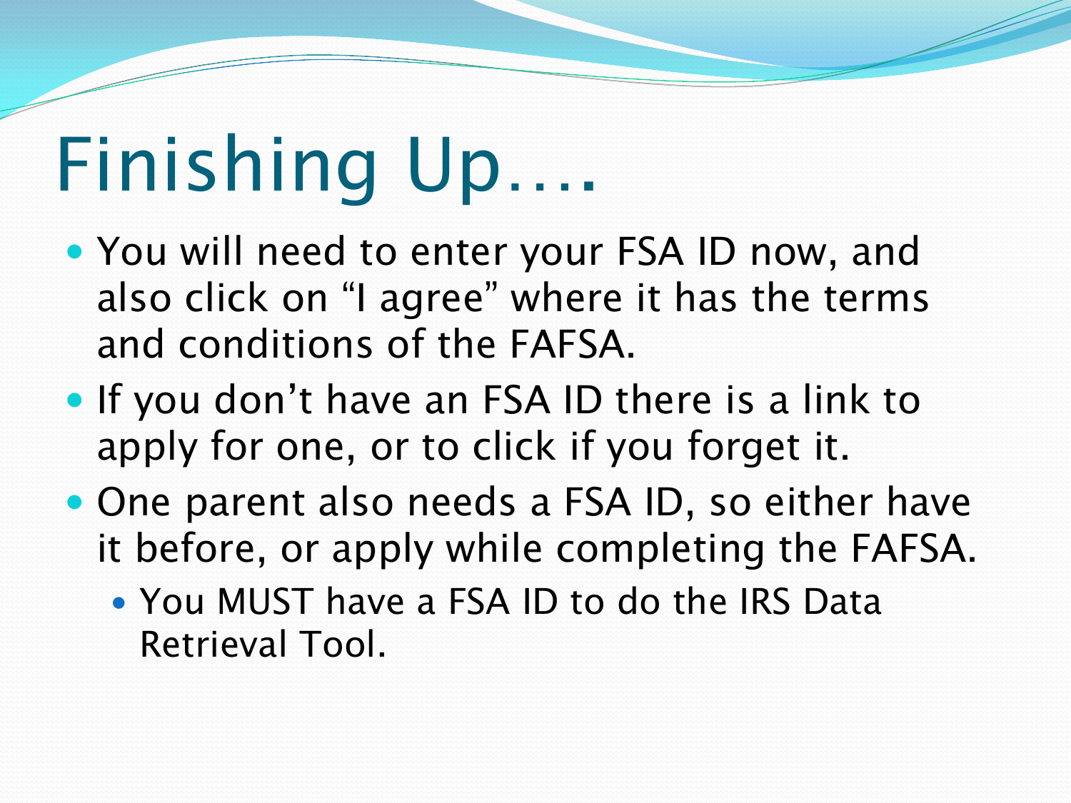# Finishing Up….

- You will need to enter your FSA ID now, and also click on "I agree" where it has the terms and conditions of the FAFSA.
- If you don't have an FSA ID there is a link to apply for one, or to click if you forget it.
- One parent also needs a FSA ID, so either have it before, or apply while completing the FAFSA.
  - You MUST have a FSA ID to do the IRS Data Retrieval Tool.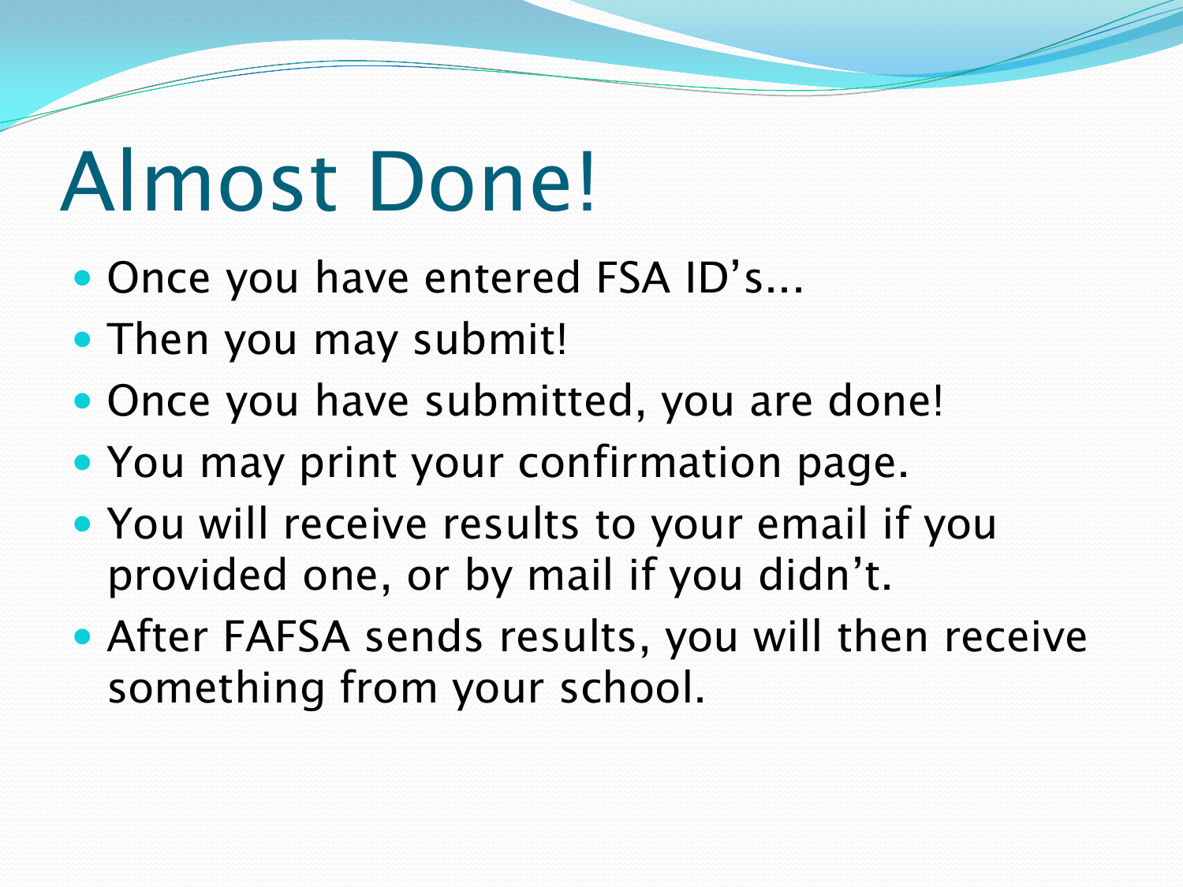# Almost Done!

- Once you have entered FSA ID's...
- Then you may submit!
- Once you have submitted, you are done!
- You may print your confirmation page.
- You will receive results to your email if you provided one, or by mail if you didn't.
- After FAFSA sends results, you will then receive something from your school.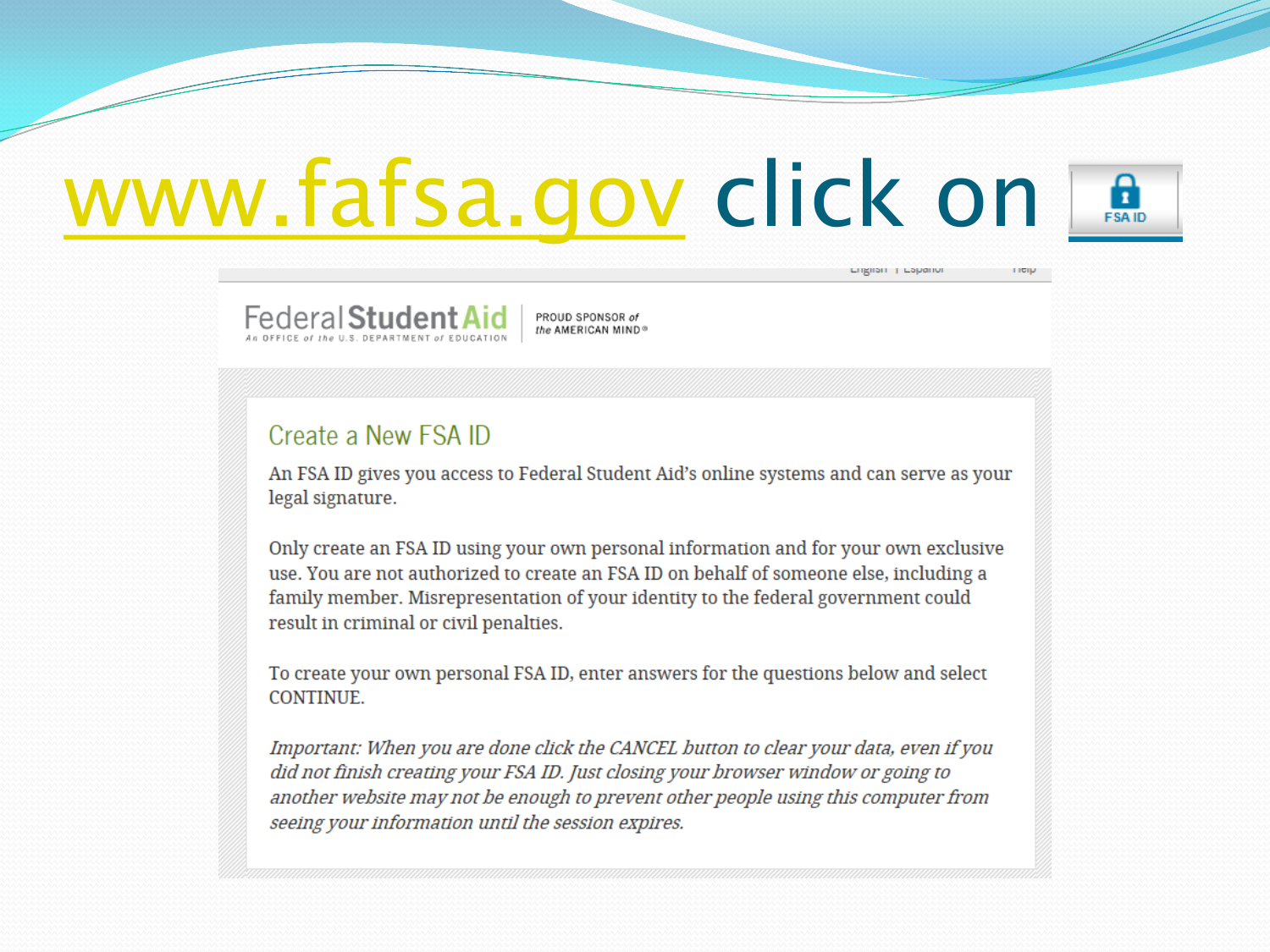# www.fafsa.gov click on FSA ID

English | Español Help

Federal Student Aid
An OFFICE of the U.S. DEPARTMENT of EDUCATION

PROUD SPONSOR of the AMERICAN MIND®

## Create a New FSA ID

An FSA ID gives you access to Federal Student Aid's online systems and can serve as your legal signature.

Only create an FSA ID using your own personal information and for your own exclusive use. You are not authorized to create an FSA ID on behalf of someone else, including a family member. Misrepresentation of your identity to the federal government could result in criminal or civil penalties.

To create your own personal FSA ID, enter answers for the questions below and select CONTINUE.

*Important: When you are done click the CANCEL button to clear your data, even if you did not finish creating your FSA ID. Just closing your browser window or going to another website may not be enough to prevent other people using this computer from seeing your information until the session expires.*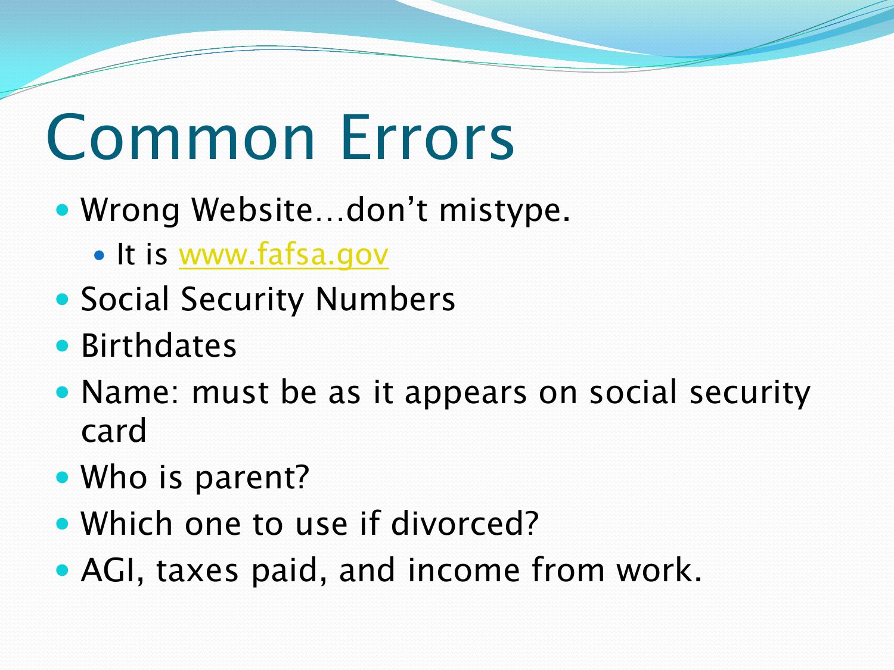# Common Errors

- Wrong Website…don't mistype.
  - It is www.fafsa.gov
- Social Security Numbers
- Birthdates
- Name: must be as it appears on social security card
- Who is parent?
- Which one to use if divorced?
- AGI, taxes paid, and income from work.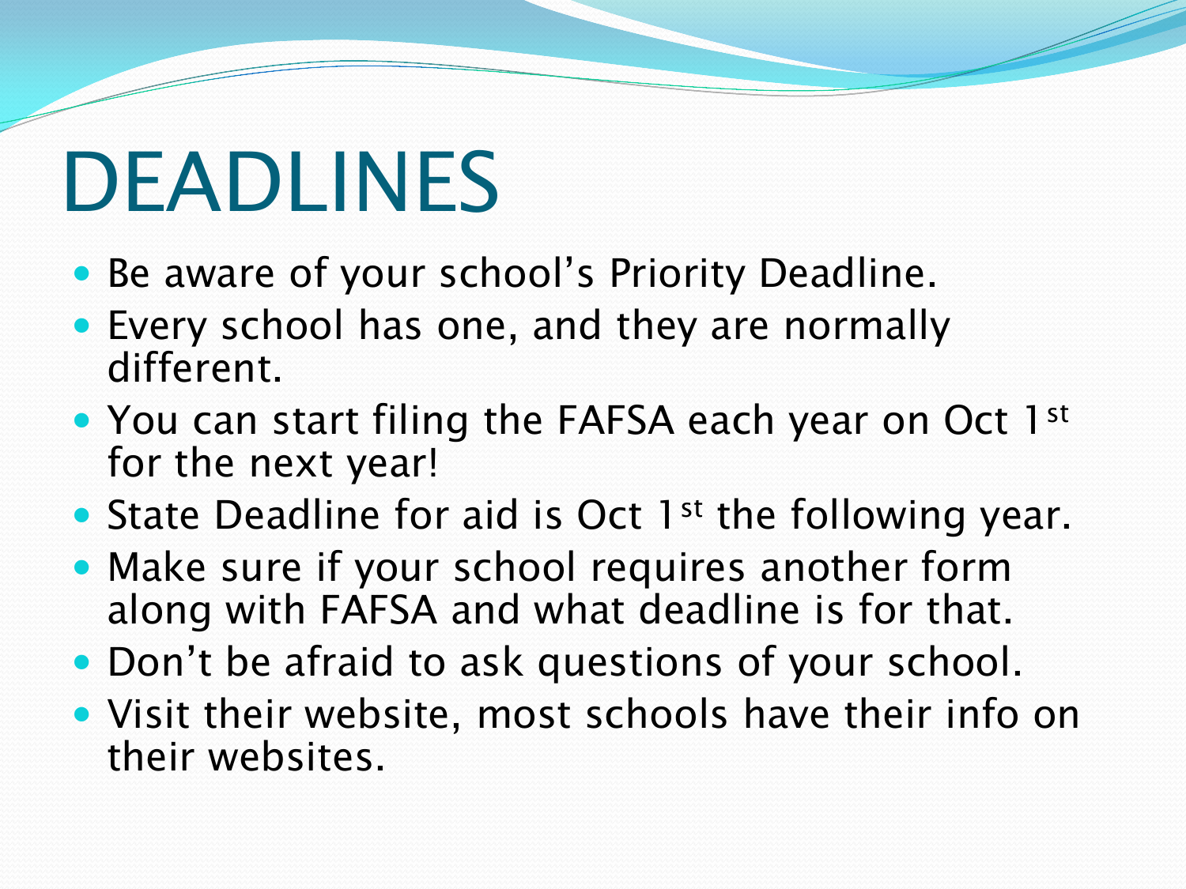# DEADLINES

- Be aware of your school's Priority Deadline.
- Every school has one, and they are normally different.
- You can start filing the FAFSA each year on Oct 1st for the next year!
- State Deadline for aid is Oct 1st the following year.
- Make sure if your school requires another form along with FAFSA and what deadline is for that.
- Don't be afraid to ask questions of your school.
- Visit their website, most schools have their info on their websites.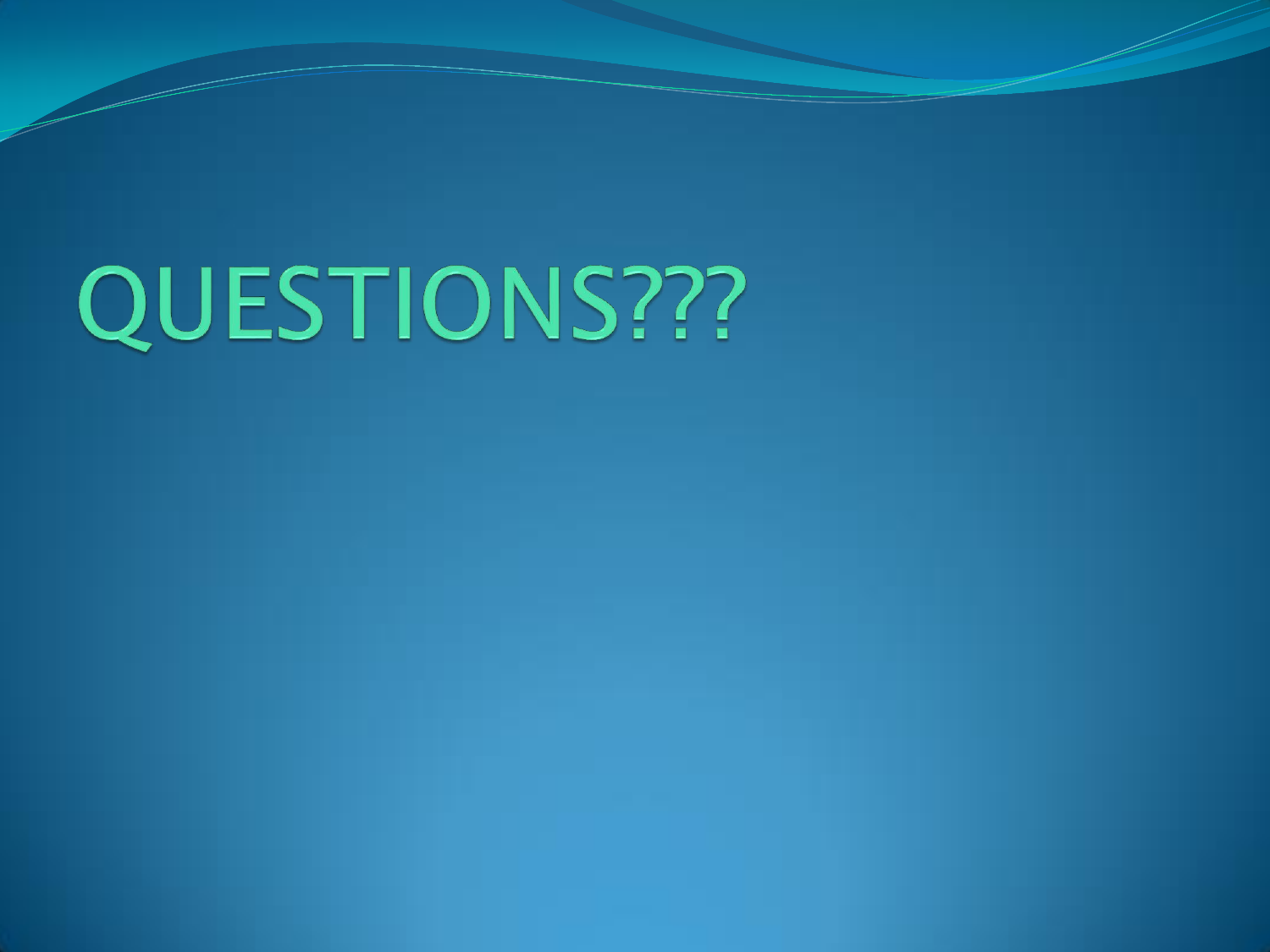# QUESTIONS???